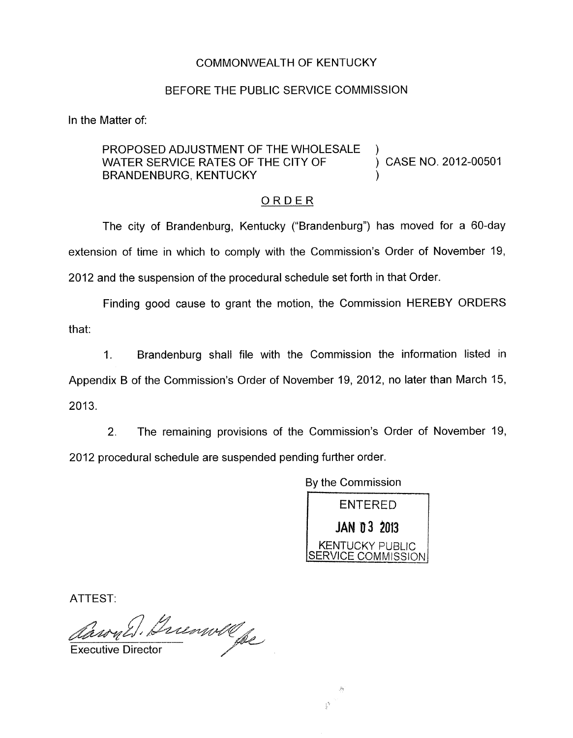COMMONWEALTH OF KENTUCKY

BEFORE THE PUBLIC SERVICE COMMISSION

In the Matter of:

PROPOSED ADJUSTMENT OF THE WHOLESALE WATER SERVICE RATES OF THE CITY OF BRANDENBURG, KENTUCKY ) CASE NO. 2012-00501

## ORDER

The city of Brandenburg, Kentucky ("Brandenburg") has moved for a 60-day extension of time in which to comply with the Commission's Order of November 19, 2012 and the suspension of the procedural schedule set forth in that Order.

Finding good cause to grant the motion, the Commission HEREBY ORDERS that:

1. Brandenburg shall file with the Commission the information listed in Appendix B of the Commission's Order of November 19, 2012, no later than March 15, 2013.

2. The remaining provisions of the Commission's Order of November 19, 2012 procedural schedule are suspended pending further order.

By the Commission

ENTERED

JAN 03 2013

KENTUCKY PUBLIC SERVICE COMMISSION

ATTEST:

Executive Director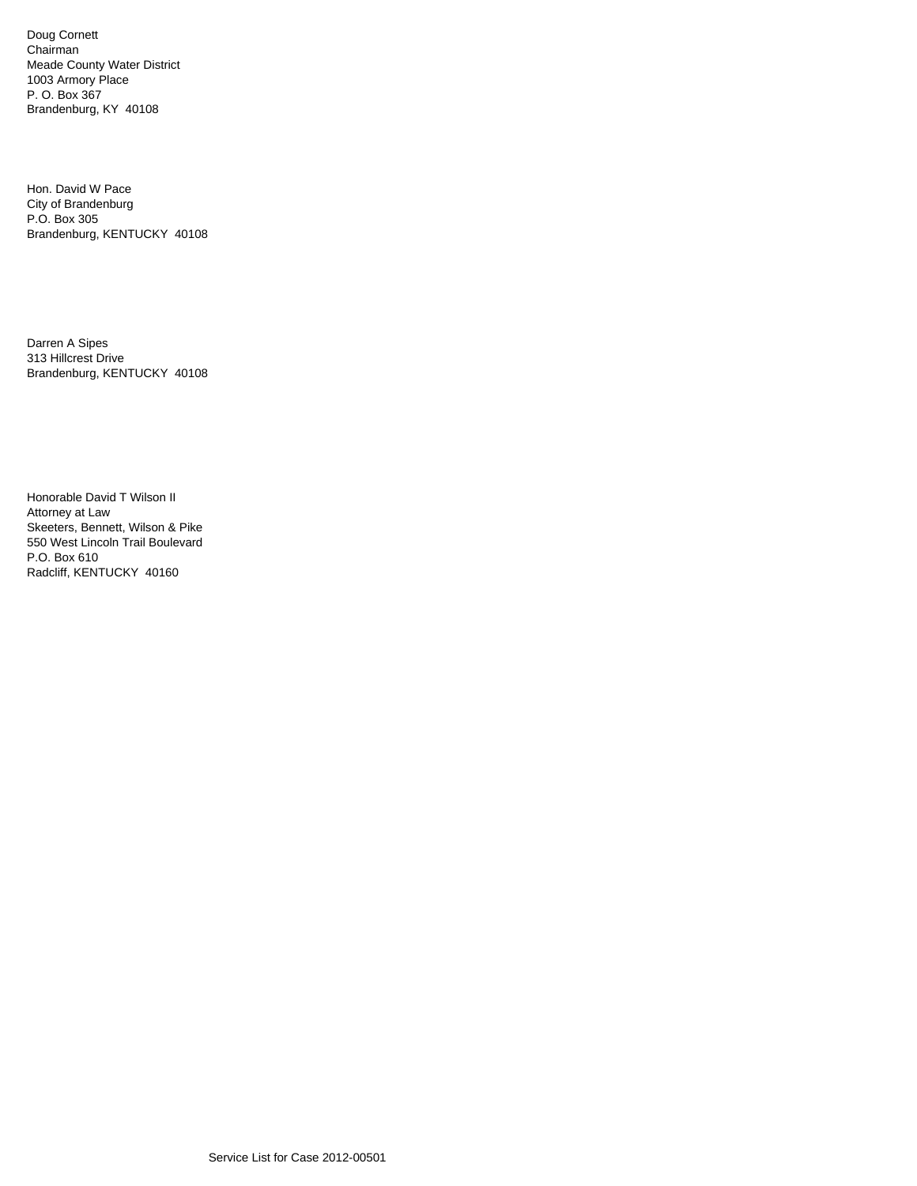Doug Cornett
Chairman
Meade County Water District
1003 Armory Place
P. O. Box 367
Brandenburg, KY  40108

Hon. David W Pace
City of Brandenburg
P.O. Box 305
Brandenburg, KENTUCKY  40108

Darren A Sipes
313 Hillcrest Drive
Brandenburg, KENTUCKY  40108

Honorable David T Wilson II
Attorney at Law
Skeeters, Bennett, Wilson & Pike
550 West Lincoln Trail Boulevard
P.O. Box 610
Radcliff, KENTUCKY  40160

Service List for Case 2012-00501